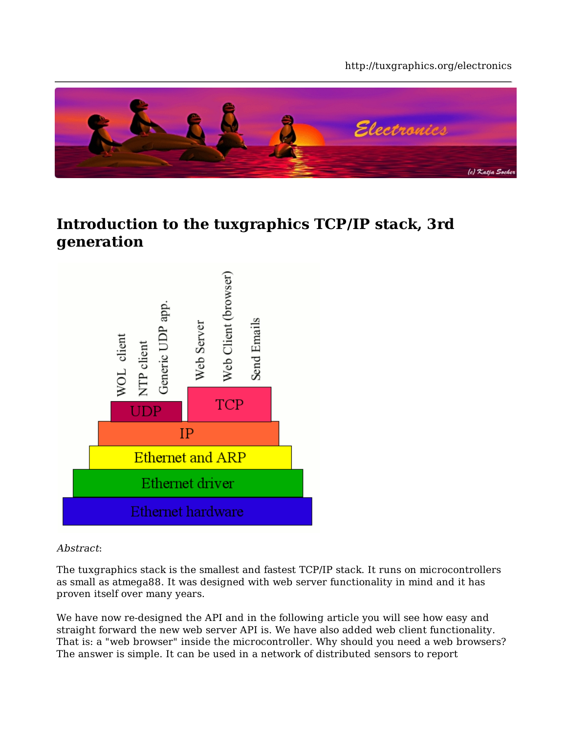# Introduction to the tuxgraphics TCP/IP stack, 3rd generation

*Abstract*:

The tuxgraphics stack is the smallest and fastest TCP/IP stack. It runs on microcontrollers as small as atmega88. It was designed with web server functionality in mind and it has proven itself over many years.

We have now re-designed the API and in the following article you will see how easy and straight forward the new web server API is. We have also added web client functionality. That is: a "web browser" inside the microcontroller. Why should you need a web browsers? The answer is simple. It can be used in a network of distributed sensors to report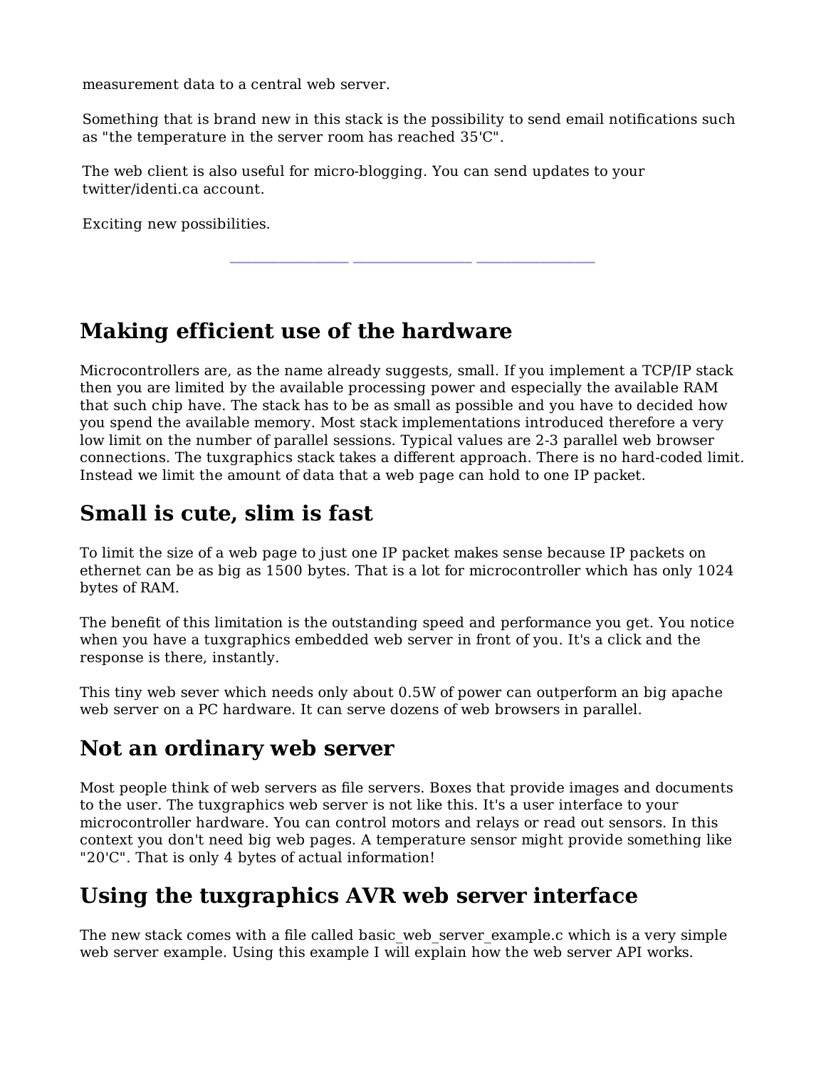measurement data to a central web server.

Something that is brand new in this stack is the possibility to send email notifications such as "the temperature in the server room has reached 35'C".

The web client is also useful for micro-blogging. You can send updates to your twitter/identi.ca account.

Exciting new possibilities.

---

## Making efficient use of the hardware

Microcontrollers are, as the name already suggests, small. If you implement a TCP/IP stack then you are limited by the available processing power and especially the available RAM that such chip have. The stack has to be as small as possible and you have to decided how you spend the available memory. Most stack implementations introduced therefore a very low limit on the number of parallel sessions. Typical values are 2-3 parallel web browser connections. The tuxgraphics stack takes a different approach. There is no hard-coded limit. Instead we limit the amount of data that a web page can hold to one IP packet.

## Small is cute, slim is fast

To limit the size of a web page to just one IP packet makes sense because IP packets on ethernet can be as big as 1500 bytes. That is a lot for microcontroller which has only 1024 bytes of RAM.

The benefit of this limitation is the outstanding speed and performance you get. You notice when you have a tuxgraphics embedded web server in front of you. It's a click and the response is there, instantly.

This tiny web sever which needs only about 0.5W of power can outperform an big apache web server on a PC hardware. It can serve dozens of web browsers in parallel.

## Not an ordinary web server

Most people think of web servers as file servers. Boxes that provide images and documents to the user. The tuxgraphics web server is not like this. It's a user interface to your microcontroller hardware. You can control motors and relays or read out sensors. In this context you don't need big web pages. A temperature sensor might provide something like "20'C". That is only 4 bytes of actual information!

## Using the tuxgraphics AVR web server interface

The new stack comes with a file called basic_web_server_example.c which is a very simple web server example. Using this example I will explain how the web server API works.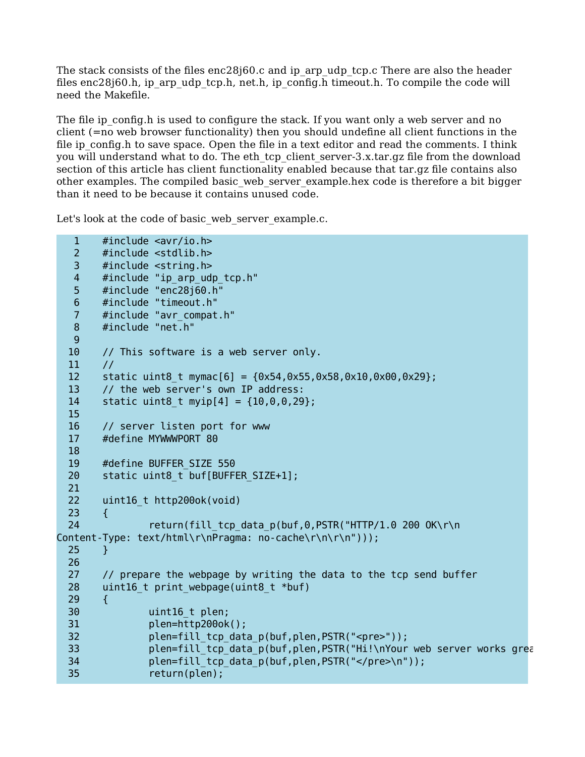The stack consists of the files enc28j60.c and ip_arp_udp_tcp.c There are also the header files enc28j60.h, ip_arp_udp_tcp.h, net.h, ip_config.h timeout.h. To compile the code will need the Makefile.

The file ip_config.h is used to configure the stack. If you want only a web server and no client (=no web browser functionality) then you should undefine all client functions in the file ip_config.h to save space. Open the file in a text editor and read the comments. I think you will understand what to do. The eth_tcp_client_server-3.x.tar.gz file from the download section of this article has client functionality enabled because that tar.gz file contains also other examples. The compiled basic_web_server_example.hex code is therefore a bit bigger than it need to be because it contains unused code.

Let's look at the code of basic_web_server_example.c.

```
  1    #include <avr/io.h>
  2    #include <stdlib.h>
  3    #include <string.h>
  4    #include "ip_arp_udp_tcp.h"
  5    #include "enc28j60.h"
  6    #include "timeout.h"
  7    #include "avr_compat.h"
  8    #include "net.h"
  9
 10    // This software is a web server only.
 11    //
 12    static uint8_t mymac[6] = {0x54,0x55,0x58,0x10,0x00,0x29};
 13    // the web server's own IP address:
 14    static uint8_t myip[4] = {10,0,0,29};
 15
 16    // server listen port for www
 17    #define MYWWWPORT 80
 18
 19    #define BUFFER_SIZE 550
 20    static uint8_t buf[BUFFER_SIZE+1];
 21
 22    uint16_t http200ok(void)
 23    {
 24            return(fill_tcp_data_p(buf,0,PSTR("HTTP/1.0 200 OK\r\n
Content-Type: text/html\r\nPragma: no-cache\r\n\r\n")));
 25    }
 26
 27    // prepare the webpage by writing the data to the tcp send buffer
 28    uint16_t print_webpage(uint8_t *buf)
 29    {
 30            uint16_t plen;
 31            plen=http200ok();
 32            plen=fill_tcp_data_p(buf,plen,PSTR("<pre>"));
 33            plen=fill_tcp_data_p(buf,plen,PSTR("Hi!\nYour web server works grea
 34            plen=fill_tcp_data_p(buf,plen,PSTR("</pre>\n"));
 35            return(plen);
```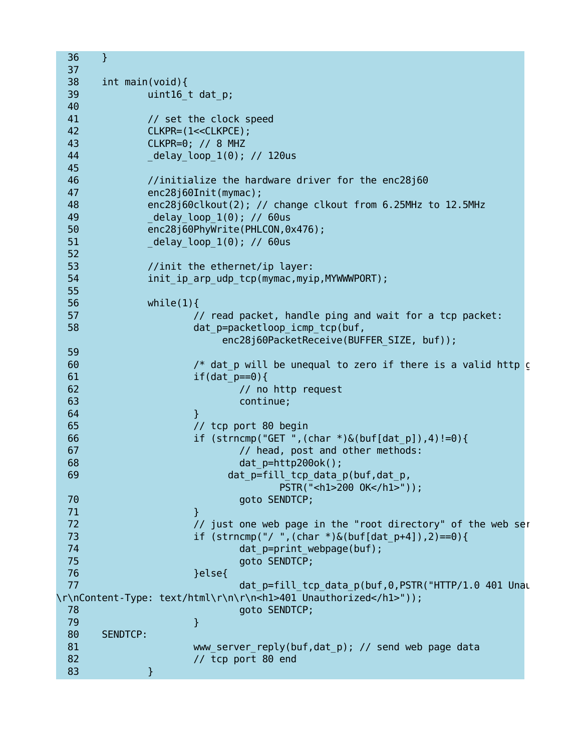```
 36   }
 37
 38   int main(void){
 39           uint16_t dat_p;
 40
 41           // set the clock speed
 42           CLKPR=(1<<CLKPCE);
 43           CLKPR=0; // 8 MHZ
 44           _delay_loop_1(0); // 120us
 45
 46           //initialize the hardware driver for the enc28j60
 47           enc28j60Init(mymac);
 48           enc28j60clkout(2); // change clkout from 6.25MHz to 12.5MHz
 49           _delay_loop_1(0); // 60us
 50           enc28j60PhyWrite(PHLCON,0x476);
 51           _delay_loop_1(0); // 60us
 52
 53           //init the ethernet/ip layer:
 54           init_ip_arp_udp_tcp(mymac,myip,MYWWWPORT);
 55
 56           while(1){
 57                   // read packet, handle ping and wait for a tcp packet:
 58                   dat_p=packetloop_icmp_tcp(buf,
                             enc28j60PacketReceive(BUFFER_SIZE, buf));
 59
 60                   /* dat_p will be unequal to zero if there is a valid http g
 61                   if(dat_p==0){
 62                           // no http request
 63                           continue;
 64                   }
 65                   // tcp port 80 begin
 66                   if (strncmp("GET ",(char *)&(buf[dat_p]),4)!=0){
 67                           // head, post and other methods:
 68                           dat_p=http200ok();
 69                         dat_p=fill_tcp_data_p(buf,dat_p,
                                     PSTR("<h1>200 OK</h1>"));
 70                           goto SENDTCP;
 71                   }
 72                   // just one web page in the "root directory" of the web ser
 73                   if (strncmp("/ ",(char *)&(buf[dat_p+4]),2)==0){
 74                           dat_p=print_webpage(buf);
 75                           goto SENDTCP;
 76                   }else{
 77                           dat_p=fill_tcp_data_p(buf,0,PSTR("HTTP/1.0 401 Unau
\r\nContent-Type: text/html\r\n\r\n<h1>401 Unauthorized</h1>"));
 78                           goto SENDTCP;
 79                   }
 80   SENDTCP:
 81                   www_server_reply(buf,dat_p); // send web page data
 82                   // tcp port 80 end
 83           }
```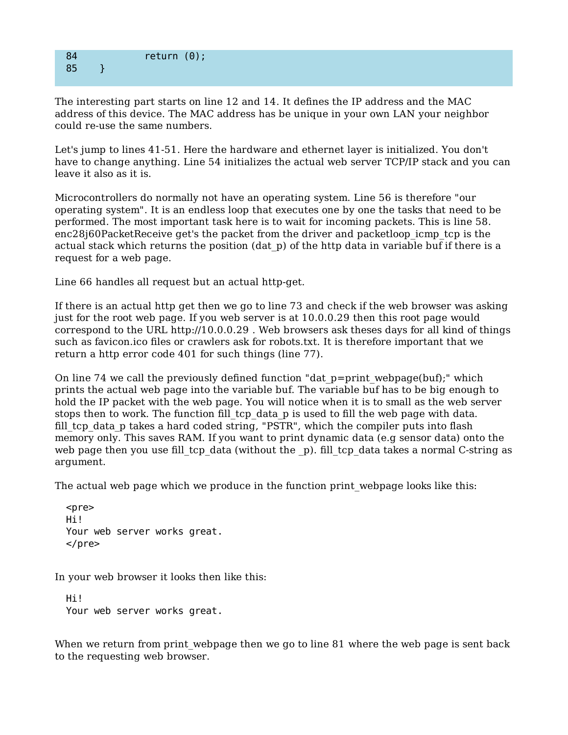```
84          return (0);
85  }
```

The interesting part starts on line 12 and 14. It defines the IP address and the MAC address of this device. The MAC address has be unique in your own LAN your neighbor could re-use the same numbers.

Let's jump to lines 41-51. Here the hardware and ethernet layer is initialized. You don't have to change anything. Line 54 initializes the actual web server TCP/IP stack and you can leave it also as it is.

Microcontrollers do normally not have an operating system. Line 56 is therefore "our operating system". It is an endless loop that executes one by one the tasks that need to be performed. The most important task here is to wait for incoming packets. This is line 58. enc28j60PacketReceive get's the packet from the driver and packetloop_icmp_tcp is the actual stack which returns the position (dat_p) of the http data in variable buf if there is a request for a web page.

Line 66 handles all request but an actual http-get.

If there is an actual http get then we go to line 73 and check if the web browser was asking just for the root web page. If you web server is at 10.0.0.29 then this root page would correspond to the URL http://10.0.0.29 . Web browsers ask theses days for all kind of things such as favicon.ico files or crawlers ask for robots.txt. It is therefore important that we return a http error code 401 for such things (line 77).

On line 74 we call the previously defined function "dat_p=print_webpage(buf);" which prints the actual web page into the variable buf. The variable buf has to be big enough to hold the IP packet with the web page. You will notice when it is to small as the web server stops then to work. The function fill_tcp_data_p is used to fill the web page with data. fill_tcp_data_p takes a hard coded string, "PSTR", which the compiler puts into flash memory only. This saves RAM. If you want to print dynamic data (e.g sensor data) onto the web page then you use fill_tcp_data (without the _p). fill_tcp_data takes a normal C-string as argument.

The actual web page which we produce in the function print_webpage looks like this:

```
<pre>
Hi!
Your web server works great.
</pre>
```

In your web browser it looks then like this:

```
Hi!
Your web server works great.
```

When we return from print_webpage then we go to line 81 where the web page is sent back to the requesting web browser.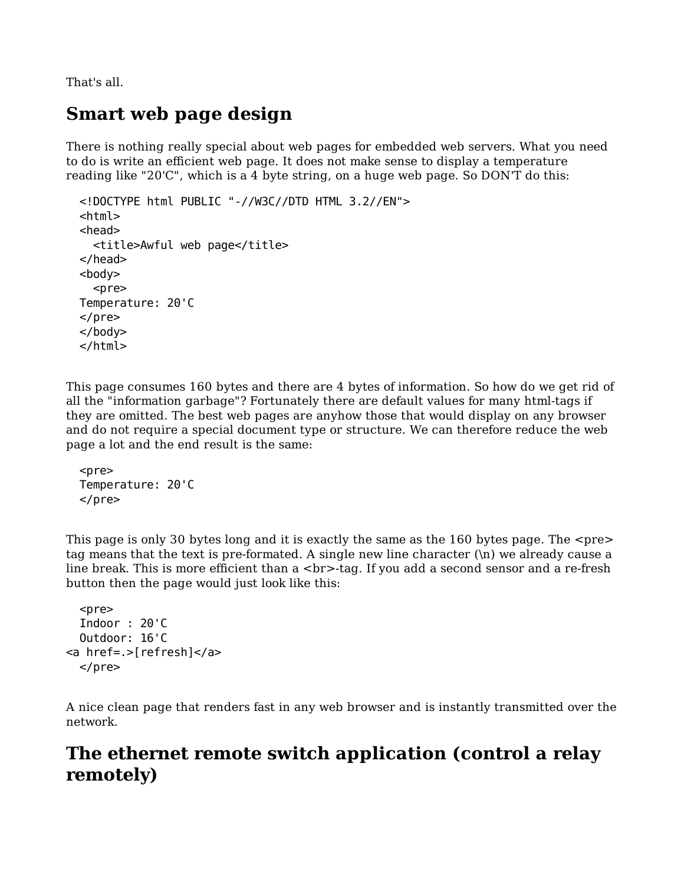That's all.

## Smart web page design

There is nothing really special about web pages for embedded web servers. What you need to do is write an efficient web page. It does not make sense to display a temperature reading like "20'C", which is a 4 byte string, on a huge web page. So DON'T do this:

```
<!DOCTYPE html PUBLIC "-//W3C//DTD HTML 3.2//EN">
<html>
<head>
  <title>Awful web page</title>
</head>
<body>
  <pre>
Temperature: 20'C
</pre>
</body>
</html>
```

This page consumes 160 bytes and there are 4 bytes of information. So how do we get rid of all the "information garbage"? Fortunately there are default values for many html-tags if they are omitted. The best web pages are anyhow those that would display on any browser and do not require a special document type or structure. We can therefore reduce the web page a lot and the end result is the same:

```
<pre>
Temperature: 20'C
</pre>
```

This page is only 30 bytes long and it is exactly the same as the 160 bytes page. The <pre> tag means that the text is pre-formated. A single new line character (\n) we already cause a line break. This is more efficient than a <br>-tag. If you add a second sensor and a re-fresh button then the page would just look like this:

```
  <pre>
  Indoor : 20'C
  Outdoor: 16'C
<a href=.>[refresh]</a>
  </pre>
```

A nice clean page that renders fast in any web browser and is instantly transmitted over the network.

## The ethernet remote switch application (control a relay remotely)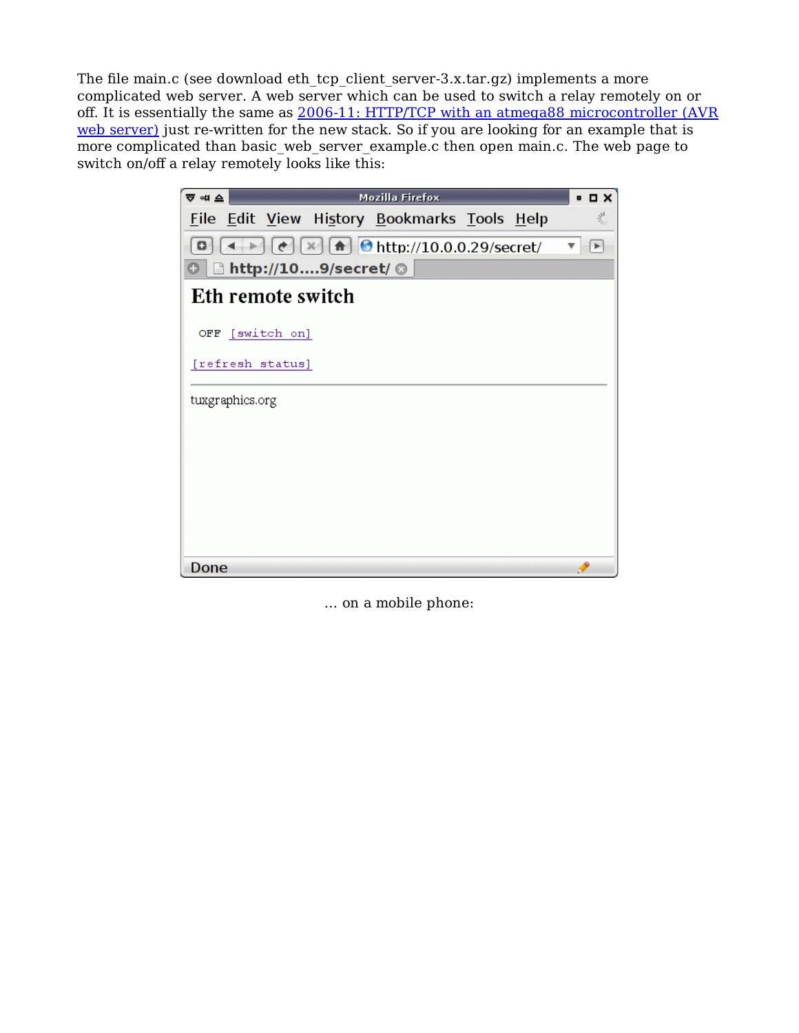The file main.c (see download eth_tcp_client_server-3.x.tar.gz) implements a more complicated web server. A web server which can be used to switch a relay remotely on or off. It is essentially the same as [2006-11: HTTP/TCP with an atmega88 microcontroller (AVR web server)]() just re-written for the new stack. So if you are looking for an example that is more complicated than basic_web_server_example.c then open main.c. The web page to switch on/off a relay remotely looks like this:

... on a mobile phone: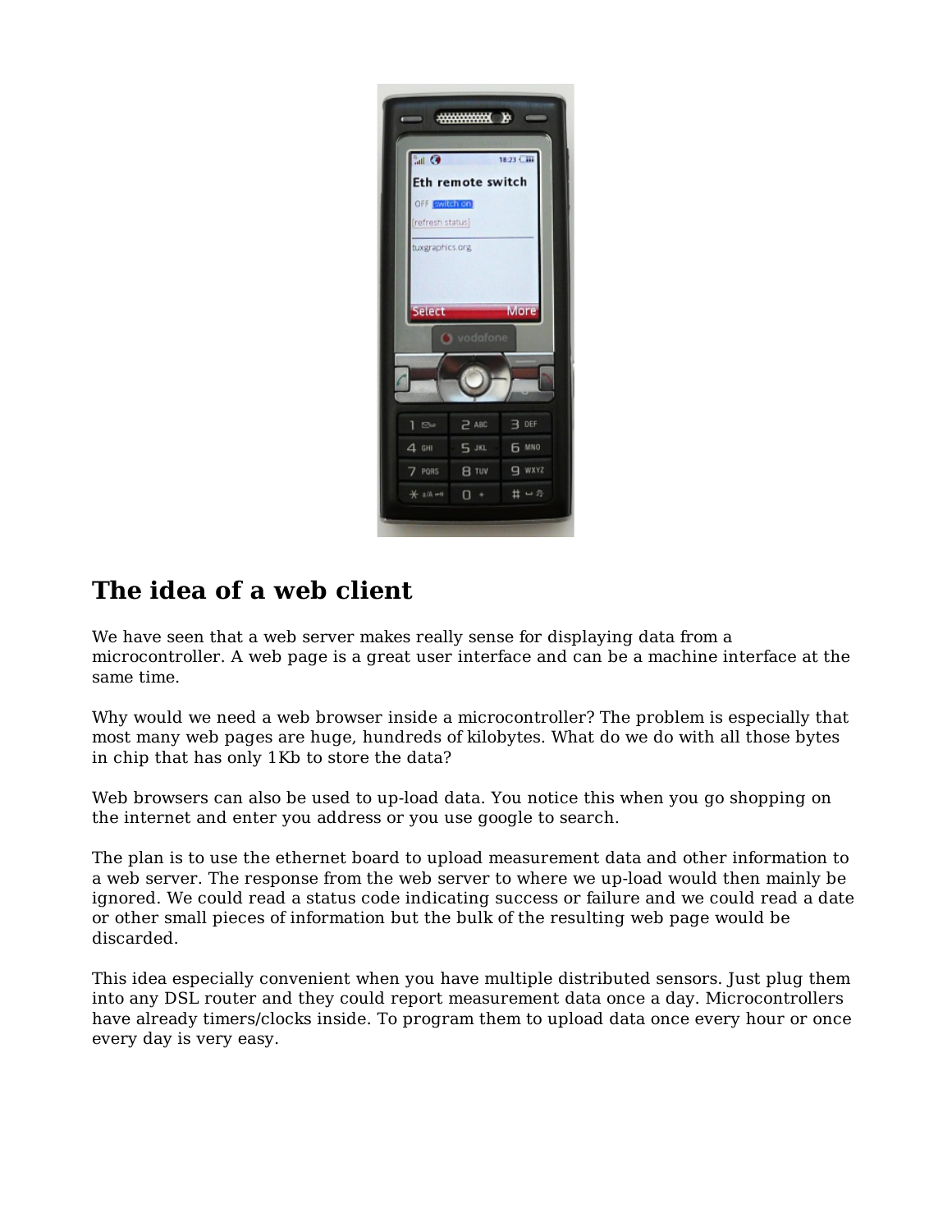## The idea of a web client

We have seen that a web server makes really sense for displaying data from a microcontroller. A web page is a great user interface and can be a machine interface at the same time.

Why would we need a web browser inside a microcontroller? The problem is especially that most many web pages are huge, hundreds of kilobytes. What do we do with all those bytes in chip that has only 1Kb to store the data?

Web browsers can also be used to up-load data. You notice this when you go shopping on the internet and enter you address or you use google to search.

The plan is to use the ethernet board to upload measurement data and other information to a web server. The response from the web server to where we up-load would then mainly be ignored. We could read a status code indicating success or failure and we could read a date or other small pieces of information but the bulk of the resulting web page would be discarded.

This idea especially convenient when you have multiple distributed sensors. Just plug them into any DSL router and they could report measurement data once a day. Microcontrollers have already timers/clocks inside. To program them to upload data once every hour or once every day is very easy.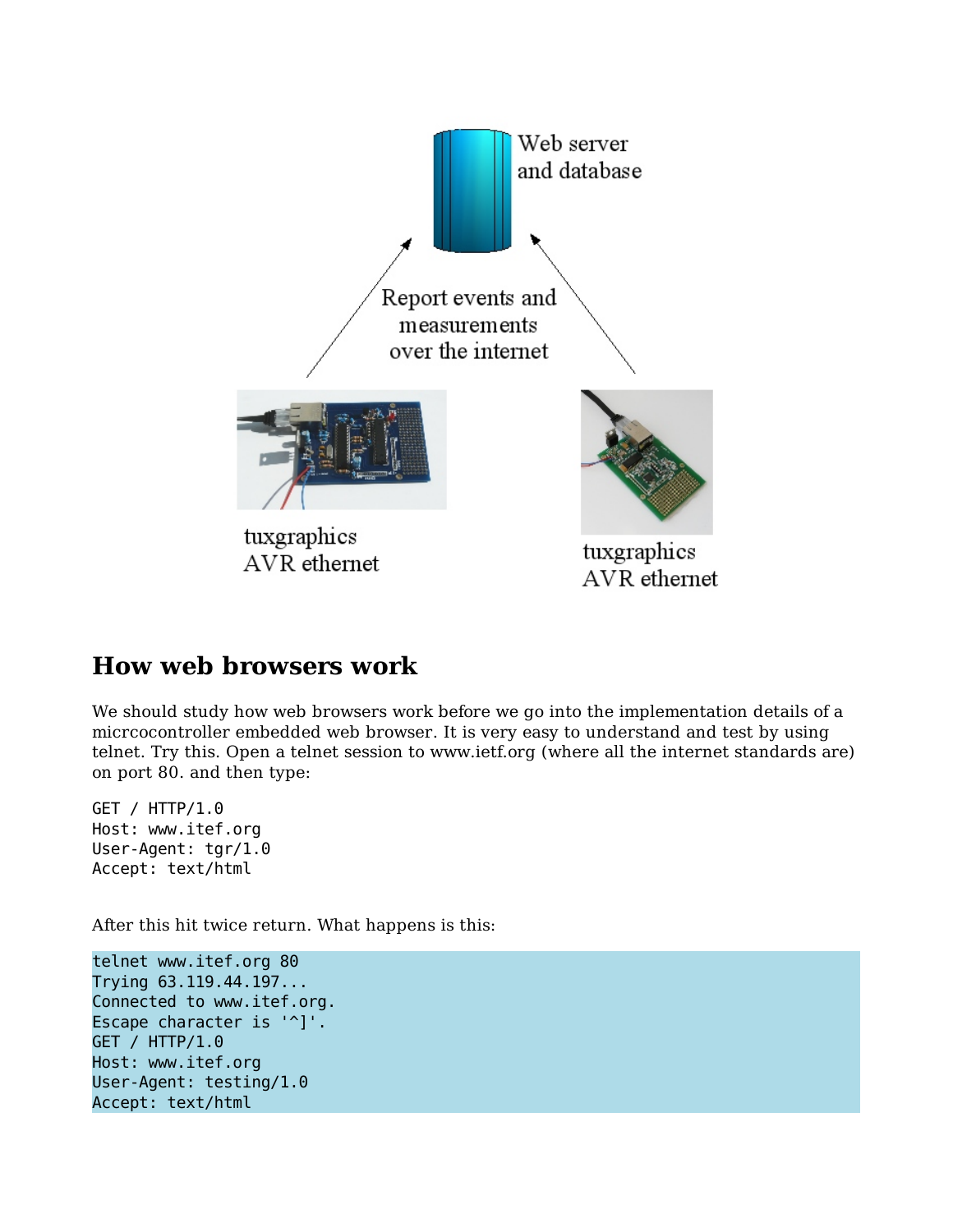Web server and database

Report events and measurements over the internet

tuxgraphics AVR ethernet

tuxgraphics AVR ethernet

## How web browsers work

We should study how web browsers work before we go into the implementation details of a micrcocontroller embedded web browser. It is very easy to understand and test by using telnet. Try this. Open a telnet session to www.ietf.org (where all the internet standards are) on port 80. and then type:

```
GET / HTTP/1.0
Host: www.itef.org
User-Agent: tgr/1.0
Accept: text/html
```

After this hit twice return. What happens is this:

```
telnet www.itef.org 80
Trying 63.119.44.197...
Connected to www.itef.org.
Escape character is '^]'.
GET / HTTP/1.0
Host: www.itef.org
User-Agent: testing/1.0
Accept: text/html
```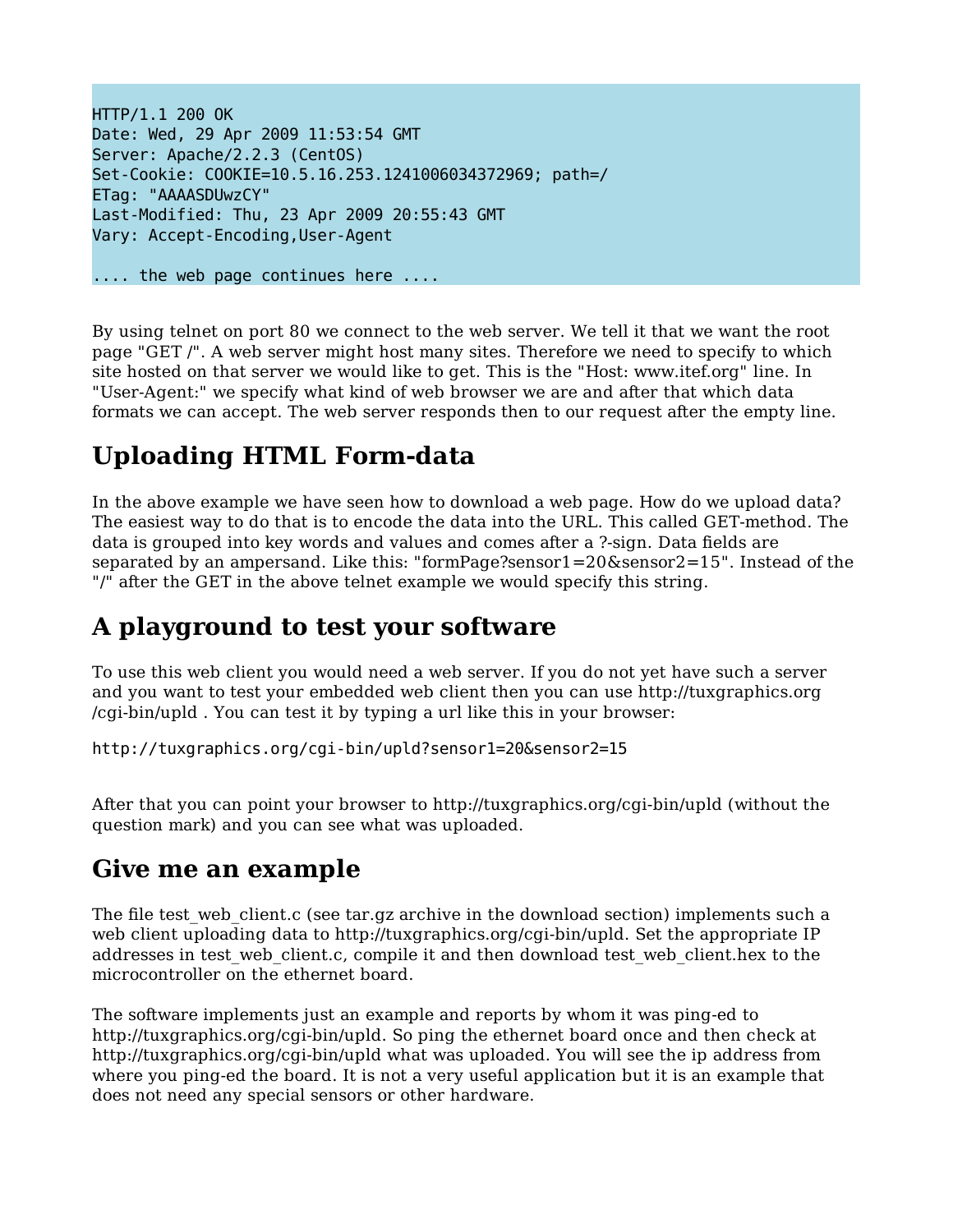```
HTTP/1.1 200 OK
Date: Wed, 29 Apr 2009 11:53:54 GMT
Server: Apache/2.2.3 (CentOS)
Set-Cookie: COOKIE=10.5.16.253.1241006034372969; path=/
ETag: "AAAASDUwzCY"
Last-Modified: Thu, 23 Apr 2009 20:55:43 GMT
Vary: Accept-Encoding,User-Agent

.... the web page continues here ....
```

By using telnet on port 80 we connect to the web server. We tell it that we want the root page "GET /". A web server might host many sites. Therefore we need to specify to which site hosted on that server we would like to get. This is the "Host: www.itef.org" line. In "User-Agent:" we specify what kind of web browser we are and after that which data formats we can accept. The web server responds then to our request after the empty line.

## Uploading HTML Form-data

In the above example we have seen how to download a web page. How do we upload data? The easiest way to do that is to encode the data into the URL. This called GET-method. The data is grouped into key words and values and comes after a ?-sign. Data fields are separated by an ampersand. Like this: "formPage?sensor1=20&sensor2=15". Instead of the "/" after the GET in the above telnet example we would specify this string.

## A playground to test your software

To use this web client you would need a web server. If you do not yet have such a server and you want to test your embedded web client then you can use http://tuxgraphics.org /cgi-bin/upld . You can test it by typing a url like this in your browser:

```
http://tuxgraphics.org/cgi-bin/upld?sensor1=20&sensor2=15
```

After that you can point your browser to http://tuxgraphics.org/cgi-bin/upld (without the question mark) and you can see what was uploaded.

## Give me an example

The file test_web_client.c (see tar.gz archive in the download section) implements such a web client uploading data to http://tuxgraphics.org/cgi-bin/upld. Set the appropriate IP addresses in test_web_client.c, compile it and then download test_web_client.hex to the microcontroller on the ethernet board.

The software implements just an example and reports by whom it was ping-ed to http://tuxgraphics.org/cgi-bin/upld. So ping the ethernet board once and then check at http://tuxgraphics.org/cgi-bin/upld what was uploaded. You will see the ip address from where you ping-ed the board. It is not a very useful application but it is an example that does not need any special sensors or other hardware.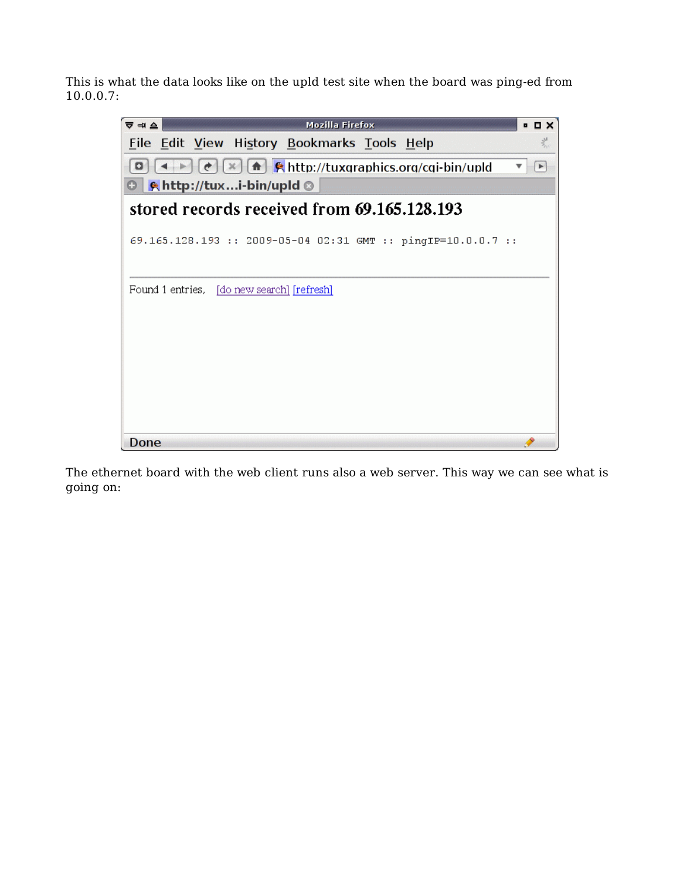This is what the data looks like on the upld test site when the board was ping-ed from 10.0.0.7:

The ethernet board with the web client runs also a web server. This way we can see what is going on: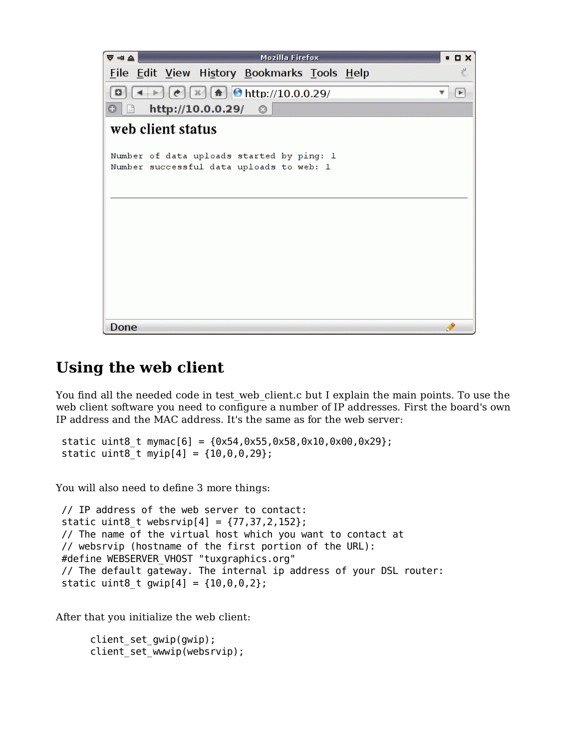## Using the web client

You find all the needed code in test_web_client.c but I explain the main points. To use the web client software you need to configure a number of IP addresses. First the board's own IP address and the MAC address. It's the same as for the web server:

```
static uint8_t mymac[6] = {0x54,0x55,0x58,0x10,0x00,0x29};
static uint8_t myip[4] = {10,0,0,29};
```

You will also need to define 3 more things:

```
// IP address of the web server to contact:
static uint8_t websrvip[4] = {77,37,2,152};
// The name of the virtual host which you want to contact at
// websrvip (hostname of the first portion of the URL):
#define WEBSERVER_VHOST "tuxgraphics.org"
// The default gateway. The internal ip address of your DSL router:
static uint8_t gwip[4] = {10,0,0,2};
```

After that you initialize the web client:

```
client_set_gwip(gwip);
client_set_wwwip(websrvip);
```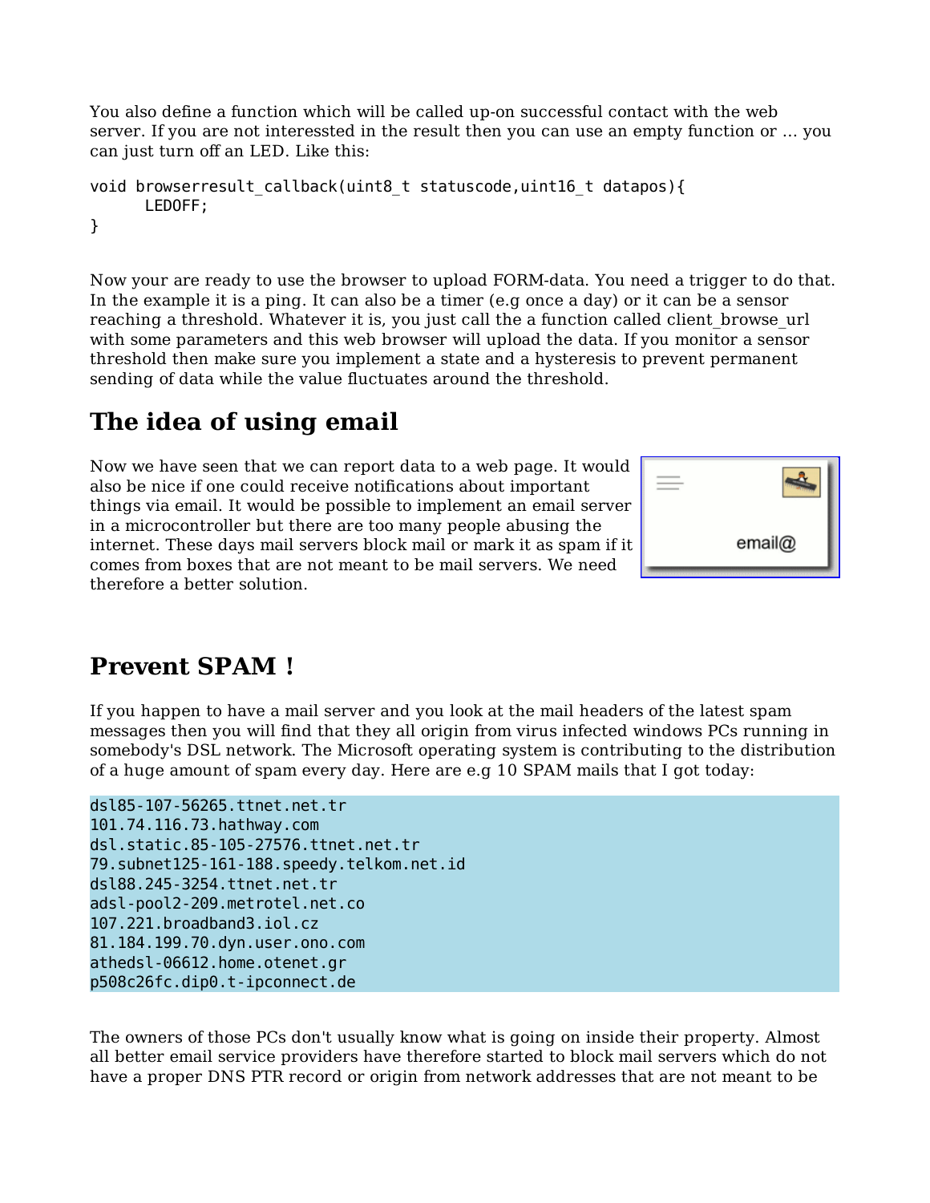You also define a function which will be called up-on successful contact with the web server. If you are not interessted in the result then you can use an empty function or ... you can just turn off an LED. Like this:

```
void browserresult_callback(uint8_t statuscode,uint16_t datapos){
      LEDOFF;
}
```

Now your are ready to use the browser to upload FORM-data. You need a trigger to do that. In the example it is a ping. It can also be a timer (e.g once a day) or it can be a sensor reaching a threshold. Whatever it is, you just call the a function called client_browse_url with some parameters and this web browser will upload the data. If you monitor a sensor threshold then make sure you implement a state and a hysteresis to prevent permanent sending of data while the value fluctuates around the threshold.

## The idea of using email

Now we have seen that we can report data to a web page. It would also be nice if one could receive notifications about important things via email. It would be possible to implement an email server in a microcontroller but there are too many people abusing the internet. These days mail servers block mail or mark it as spam if it comes from boxes that are not meant to be mail servers. We need therefore a better solution.

## Prevent SPAM !

If you happen to have a mail server and you look at the mail headers of the latest spam messages then you will find that they all origin from virus infected windows PCs running in somebody's DSL network. The Microsoft operating system is contributing to the distribution of a huge amount of spam every day. Here are e.g 10 SPAM mails that I got today:

```
dsl85-107-56265.ttnet.net.tr
101.74.116.73.hathway.com
dsl.static.85-105-27576.ttnet.net.tr
79.subnet125-161-188.speedy.telkom.net.id
dsl88.245-3254.ttnet.net.tr
adsl-pool2-209.metrotel.net.co
107.221.broadband3.iol.cz
81.184.199.70.dyn.user.ono.com
athedsl-06612.home.otenet.gr
p508c26fc.dip0.t-ipconnect.de
```

The owners of those PCs don't usually know what is going on inside their property. Almost all better email service providers have therefore started to block mail servers which do not have a proper DNS PTR record or origin from network addresses that are not meant to be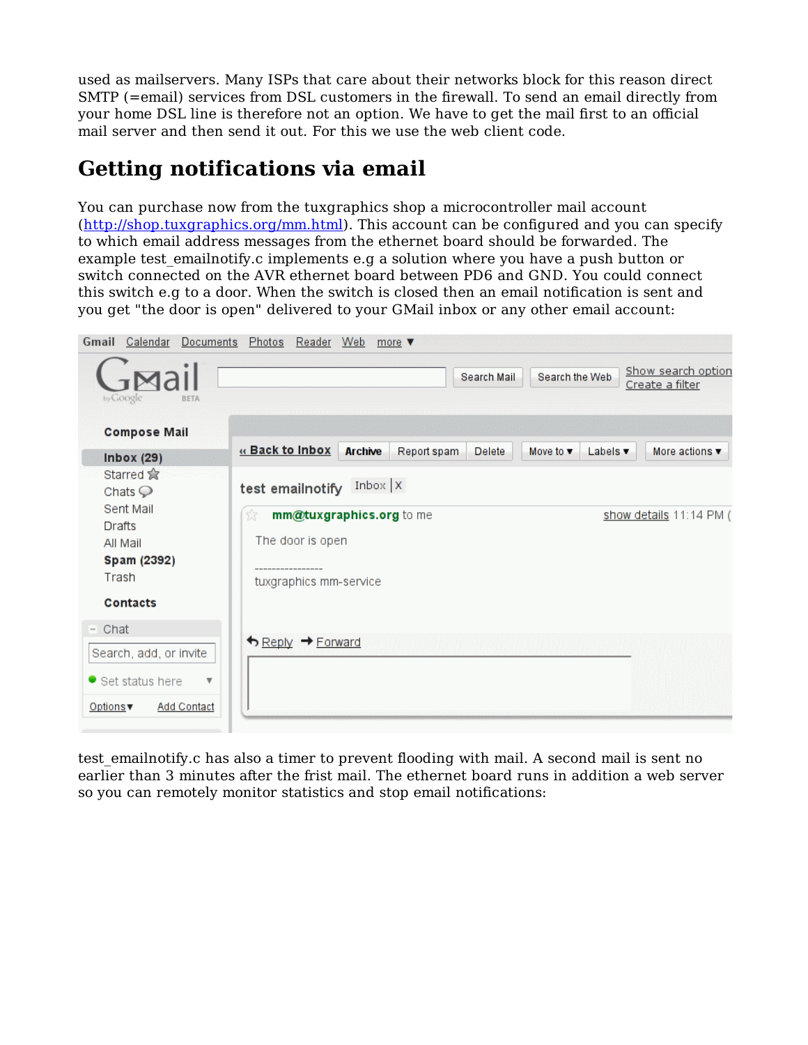used as mailservers. Many ISPs that care about their networks block for this reason direct SMTP (=email) services from DSL customers in the firewall. To send an email directly from your home DSL line is therefore not an option. We have to get the mail first to an official mail server and then send it out. For this we use the web client code.

## Getting notifications via email

You can purchase now from the tuxgraphics shop a microcontroller mail account (http://shop.tuxgraphics.org/mm.html). This account can be configured and you can specify to which email address messages from the ethernet board should be forwarded. The example test_emailnotify.c implements e.g a solution where you have a push button or switch connected on the AVR ethernet board between PD6 and GND. You could connect this switch e.g to a door. When the switch is closed then an email notification is sent and you get "the door is open" delivered to your GMail inbox or any other email account:

test_emailnotify.c has also a timer to prevent flooding with mail. A second mail is sent no earlier than 3 minutes after the frist mail. The ethernet board runs in addition a web server so you can remotely monitor statistics and stop email notifications: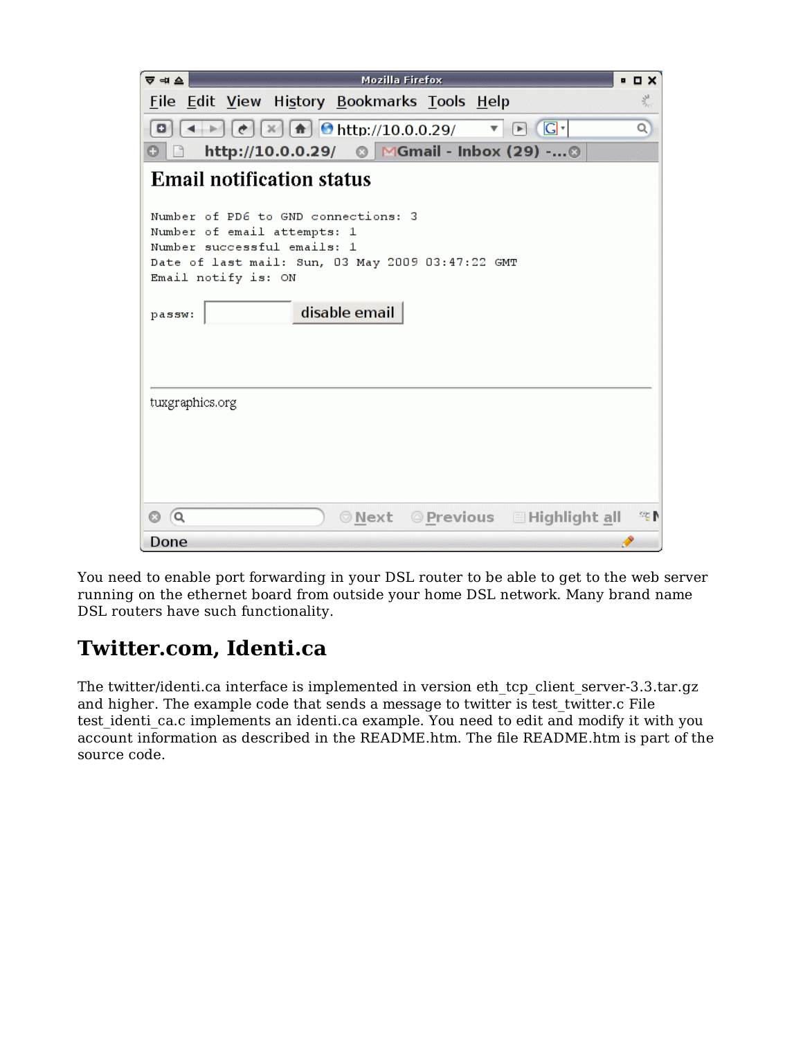You need to enable port forwarding in your DSL router to be able to get to the web server running on the ethernet board from outside your home DSL network. Many brand name DSL routers have such functionality.

## Twitter.com, Identi.ca

The twitter/identi.ca interface is implemented in version eth_tcp_client_server-3.3.tar.gz and higher. The example code that sends a message to twitter is test_twitter.c File test_identi_ca.c implements an identi.ca example. You need to edit and modify it with you account information as described in the README.htm. The file README.htm is part of the source code.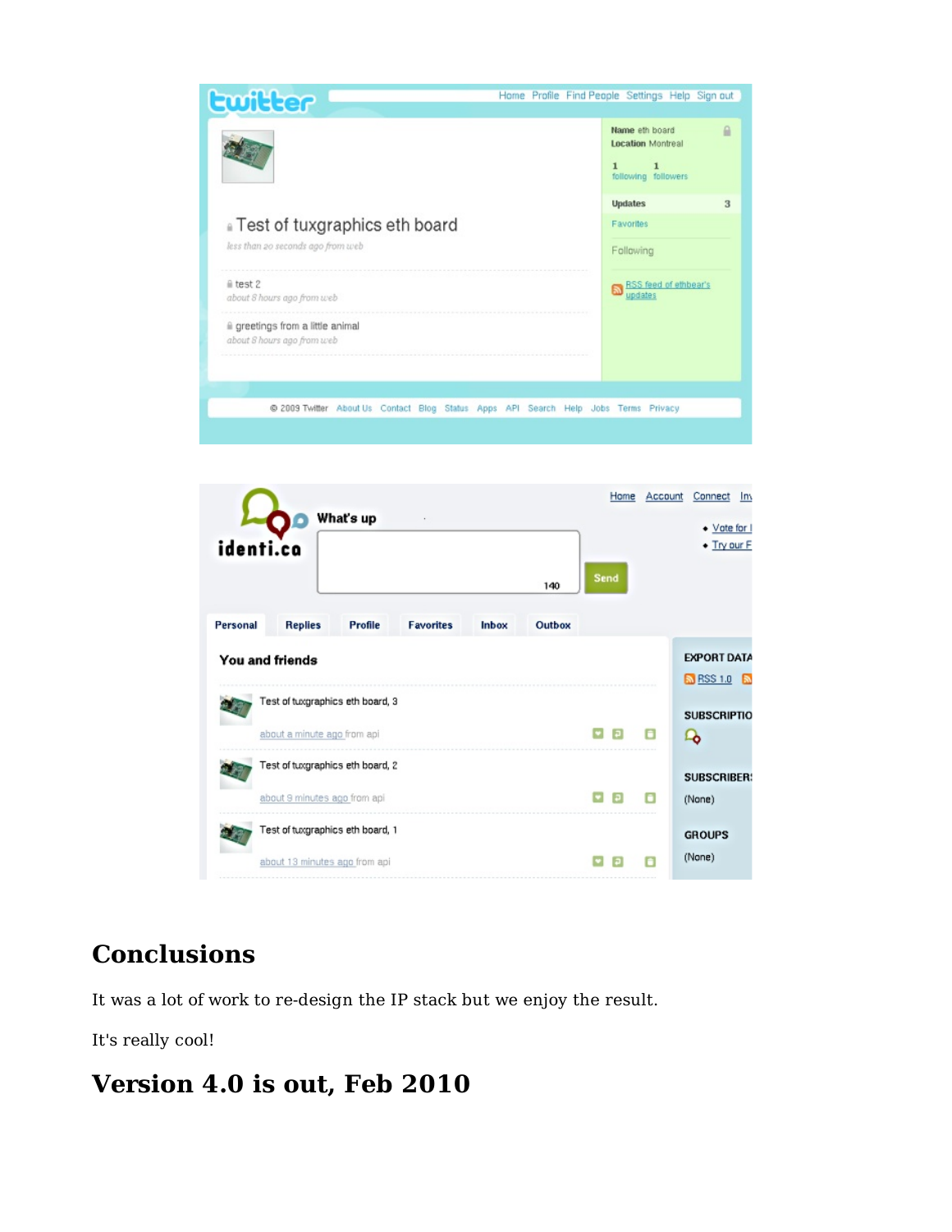## Conclusions

It was a lot of work to re-design the IP stack but we enjoy the result.

It's really cool!

## Version 4.0 is out, Feb 2010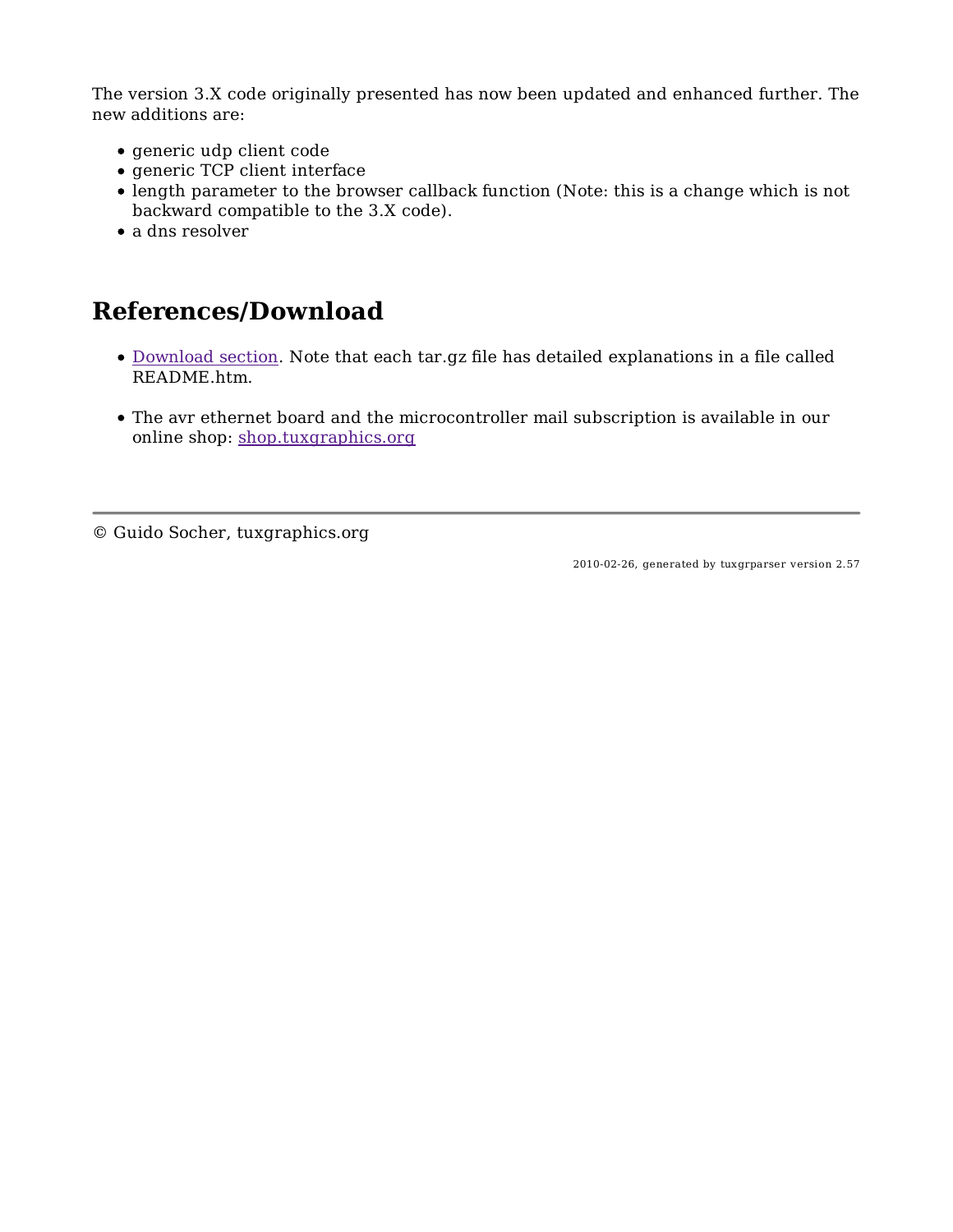The version 3.X code originally presented has now been updated and enhanced further. The new additions are:

- generic udp client code
- generic TCP client interface
- length parameter to the browser callback function (Note: this is a change which is not backward compatible to the 3.X code).
- a dns resolver

## References/Download

- Download section. Note that each tar.gz file has detailed explanations in a file called README.htm.

- The avr ethernet board and the microcontroller mail subscription is available in our online shop: shop.tuxgraphics.org

---

© Guido Socher, tuxgraphics.org

2010-02-26, generated by tuxgrparser version 2.57